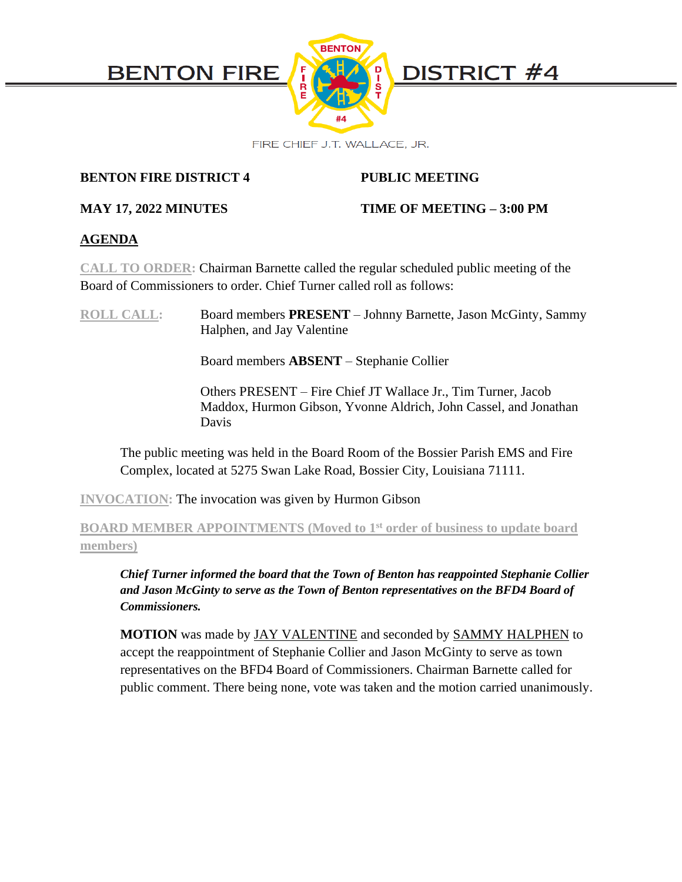# BENTON FIRE DISTRICT #4

FIRE CHIEF J.T. WALLACE, JR.

**BENTON FIRE DISTRICT 4** **PUBLIC MEETING**

**MAY 17, 2022 MINUTES** **TIME OF MEETING – 3:00 PM**

**AGENDA**

**CALL TO ORDER:** Chairman Barnette called the regular scheduled public meeting of the Board of Commissioners to order. Chief Turner called roll as follows:

**ROLL CALL:** Board members **PRESENT** – Johnny Barnette, Jason McGinty, Sammy Halphen, and Jay Valentine

Board members **ABSENT** – Stephanie Collier

Others PRESENT – Fire Chief JT Wallace Jr., Tim Turner, Jacob Maddox, Hurmon Gibson, Yvonne Aldrich, John Cassel, and Jonathan Davis

The public meeting was held in the Board Room of the Bossier Parish EMS and Fire Complex, located at 5275 Swan Lake Road, Bossier City, Louisiana 71111.

**INVOCATION:** The invocation was given by Hurmon Gibson

**BOARD MEMBER APPOINTMENTS (Moved to 1st order of business to update board members)**

***Chief Turner informed the board that the Town of Benton has reappointed Stephanie Collier and Jason McGinty to serve as the Town of Benton representatives on the BFD4 Board of Commissioners.***

**MOTION** was made by JAY VALENTINE and seconded by SAMMY HALPHEN to accept the reappointment of Stephanie Collier and Jason McGinty to serve as town representatives on the BFD4 Board of Commissioners. Chairman Barnette called for public comment. There being none, vote was taken and the motion carried unanimously.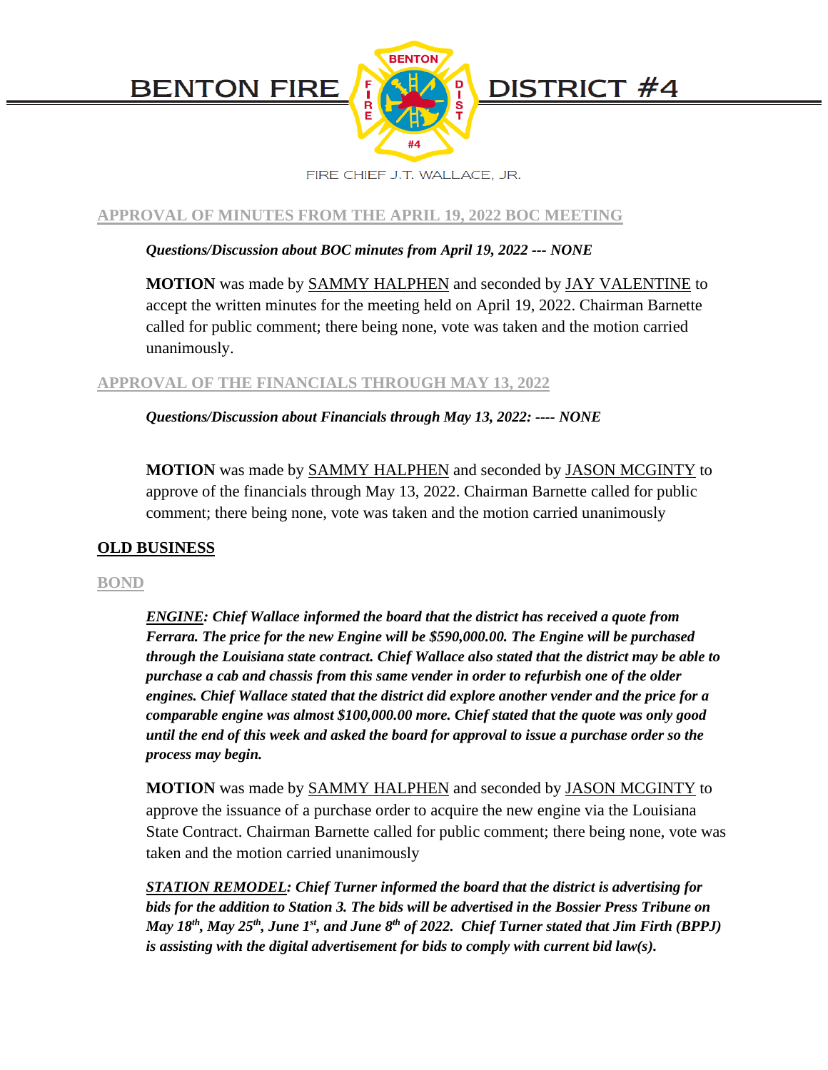**APPROVAL OF MINUTES FROM THE APRIL 19, 2022 BOC MEETING**

***Questions/Discussion about BOC minutes from April 19, 2022 --- NONE***

**MOTION** was made by SAMMY HALPHEN and seconded by JAY VALENTINE to accept the written minutes for the meeting held on April 19, 2022. Chairman Barnette called for public comment; there being none, vote was taken and the motion carried unanimously.

**APPROVAL OF THE FINANCIALS THROUGH MAY 13, 2022**

***Questions/Discussion about Financials through May 13, 2022: ---- NONE***

**MOTION** was made by SAMMY HALPHEN and seconded by JASON MCGINTY to approve of the financials through May 13, 2022. Chairman Barnette called for public comment; there being none, vote was taken and the motion carried unanimously

## OLD BUSINESS

**BOND**

***ENGINE: Chief Wallace informed the board that the district has received a quote from Ferrara. The price for the new Engine will be $590,000.00. The Engine will be purchased through the Louisiana state contract. Chief Wallace also stated that the district may be able to purchase a cab and chassis from this same vender in order to refurbish one of the older engines. Chief Wallace stated that the district did explore another vender and the price for a comparable engine was almost $100,000.00 more. Chief stated that the quote was only good until the end of this week and asked the board for approval to issue a purchase order so the process may begin.***

**MOTION** was made by SAMMY HALPHEN and seconded by JASON MCGINTY to approve the issuance of a purchase order to acquire the new engine via the Louisiana State Contract. Chairman Barnette called for public comment; there being none, vote was taken and the motion carried unanimously

***STATION REMODEL: Chief Turner informed the board that the district is advertising for bids for the addition to Station 3. The bids will be advertised in the Bossier Press Tribune on May 18th, May 25th, June 1st, and June 8th of 2022. Chief Turner stated that Jim Firth (BPPJ) is assisting with the digital advertisement for bids to comply with current bid law(s).***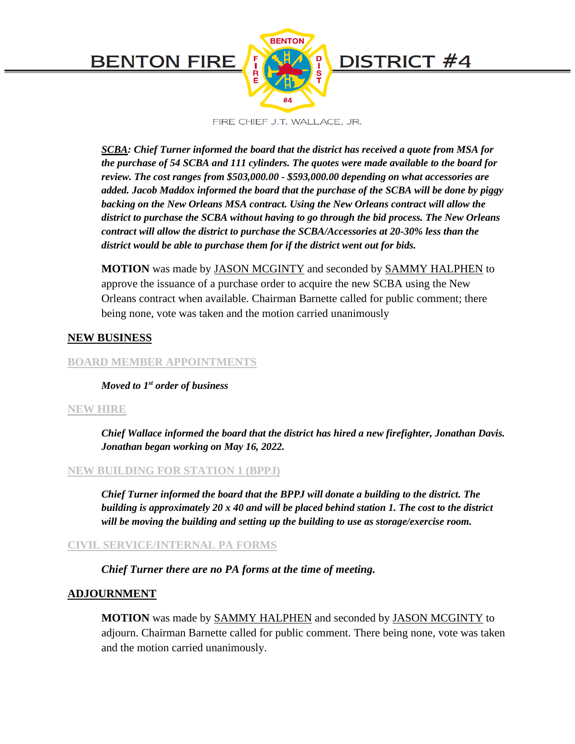***SCBA**: Chief Turner informed the board that the district has received a quote from MSA for the purchase of 54 SCBA and 111 cylinders. The quotes were made available to the board for review. The cost ranges from $503,000.00 - $593,000.00 depending on what accessories are added. Jacob Maddox informed the board that the purchase of the SCBA will be done by piggy backing on the New Orleans MSA contract. Using the New Orleans contract will allow the district to purchase the SCBA without having to go through the bid process. The New Orleans contract will allow the district to purchase the SCBA/Accessories at 20-30% less than the district would be able to purchase them for if the district went out for bids.*

**MOTION** was made by JASON MCGINTY and seconded by SAMMY HALPHEN to approve the issuance of a purchase order to acquire the new SCBA using the New Orleans contract when available. Chairman Barnette called for public comment; there being none, vote was taken and the motion carried unanimously

## NEW BUSINESS

### BOARD MEMBER APPOINTMENTS

***Moved to 1st order of business***

### NEW HIRE

***Chief Wallace informed the board that the district has hired a new firefighter, Jonathan Davis. Jonathan began working on May 16, 2022.***

### NEW BUILDING FOR STATION 1 (BPPJ)

***Chief Turner informed the board that the BPPJ will donate a building to the district. The building is approximately 20 x 40 and will be placed behind station 1. The cost to the district will be moving the building and setting up the building to use as storage/exercise room.***

### CIVIL SERVICE/INTERNAL PA FORMS

***Chief Turner there are no PA forms at the time of meeting.***

## ADJOURNMENT

**MOTION** was made by SAMMY HALPHEN and seconded by JASON MCGINTY to adjourn. Chairman Barnette called for public comment. There being none, vote was taken and the motion carried unanimously.